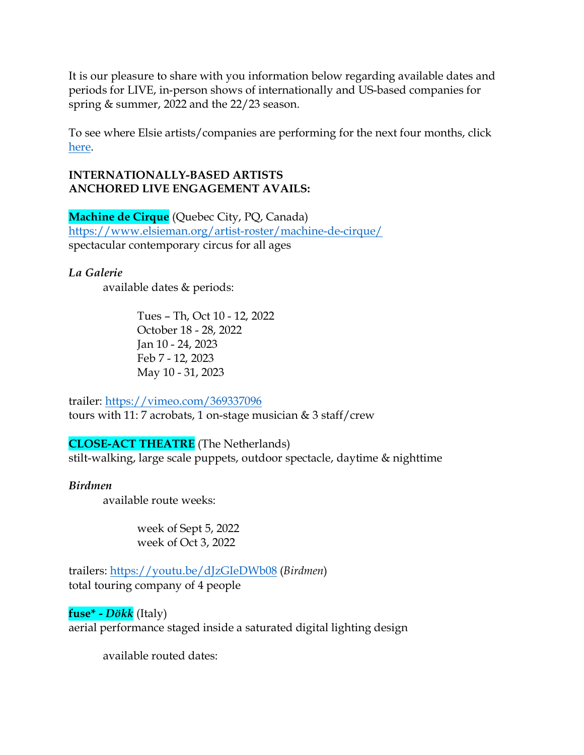It is our pleasure to share with you information below regarding available dates and periods for LIVE, in-person shows of internationally and US-based companies for spring & summer, 2022 and the 22/23 season.

To see where Elsie artists/companies are performing for the next four months, click [here](#).

**INTERNATIONALLY-BASED ARTISTS**
**ANCHORED LIVE ENGAGEMENT AVAILS:**

**Machine de Cirque** (Quebec City, PQ, Canada)
[https://www.elsieman.org/artist-roster/machine-de-cirque/](https://www.elsieman.org/artist-roster/machine-de-cirque/)
spectacular contemporary circus for all ages

***La Galerie***

available dates & periods:

Tues – Th, Oct 10 - 12, 2022
October 18 - 28, 2022
Jan 10 - 24, 2023
Feb 7 - 12, 2023
May 10 - 31, 2023

trailer: [https://vimeo.com/369337096](https://vimeo.com/369337096)
tours with 11: 7 acrobats, 1 on-stage musician & 3 staff/crew

**CLOSE-ACT THEATRE** (The Netherlands)
stilt-walking, large scale puppets, outdoor spectacle, daytime & nighttime

***Birdmen***

available route weeks:

week of Sept 5, 2022
week of Oct 3, 2022

trailers: [https://youtu.be/dJzGIeDWb08](https://youtu.be/dJzGIeDWb08) (*Birdmen*)
total touring company of 4 people

**fuse* - *Dökk*** (Italy)
aerial performance staged inside a saturated digital lighting design

available routed dates: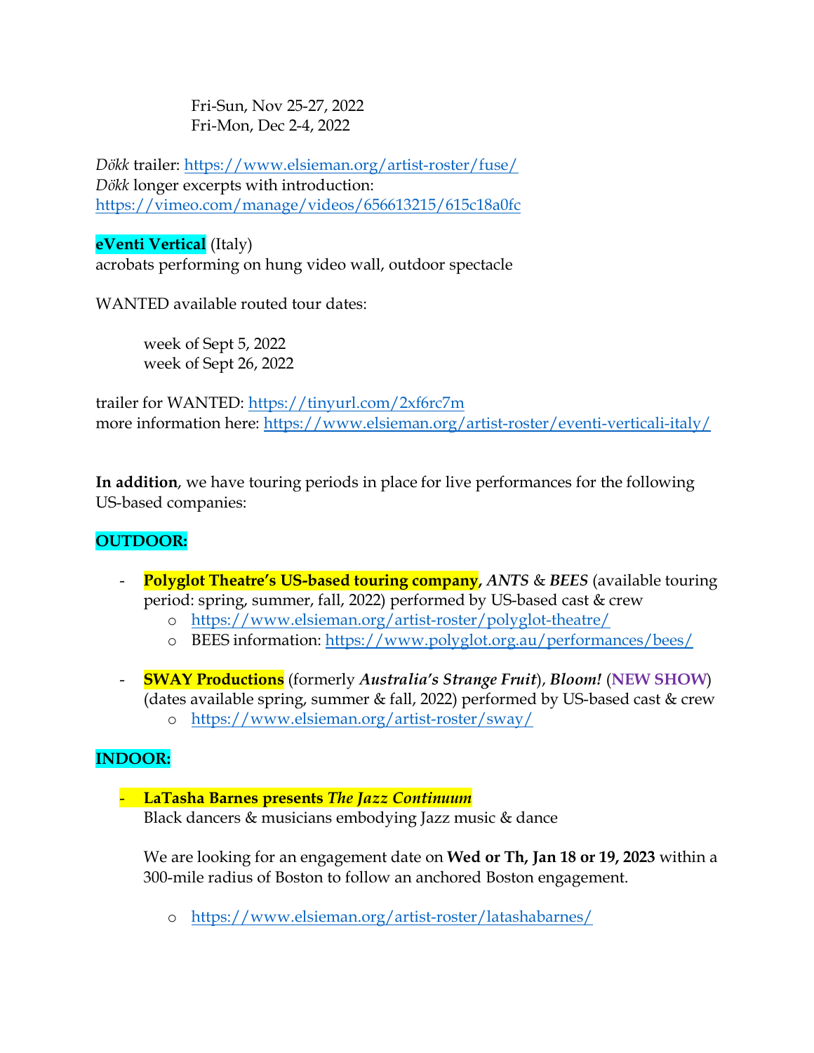Fri-Sun, Nov 25-27, 2022
Fri-Mon, Dec 2-4, 2022

*Dökk* trailer: https://www.elsieman.org/artist-roster/fuse/
*Dökk* longer excerpts with introduction:
https://vimeo.com/manage/videos/656613215/615c18a0fc

**eVenti Vertical** (Italy)
acrobats performing on hung video wall, outdoor spectacle

WANTED available routed tour dates:

week of Sept 5, 2022
week of Sept 26, 2022

trailer for WANTED: https://tinyurl.com/2xf6rc7m
more information here: https://www.elsieman.org/artist-roster/eventi-verticali-italy/

**In addition**, we have touring periods in place for live performances for the following US-based companies:

**OUTDOOR:**

- **Polyglot Theatre's US-based touring company**, ***ANTS*** & ***BEES*** (available touring period: spring, summer, fall, 2022) performed by US-based cast & crew
    - https://www.elsieman.org/artist-roster/polyglot-theatre/
    - BEES information: https://www.polyglot.org.au/performances/bees/

- **SWAY Productions** (formerly ***Australia's Strange Fruit***), ***Bloom!*** (**NEW SHOW**) (dates available spring, summer & fall, 2022) performed by US-based cast & crew
    - https://www.elsieman.org/artist-roster/sway/

**INDOOR:**

- **LaTasha Barnes presents *The Jazz Continuum***
  Black dancers & musicians embodying Jazz music & dance

  We are looking for an engagement date on **Wed or Th, Jan 18 or 19, 2023** within a 300-mile radius of Boston to follow an anchored Boston engagement.

    - https://www.elsieman.org/artist-roster/latashabarnes/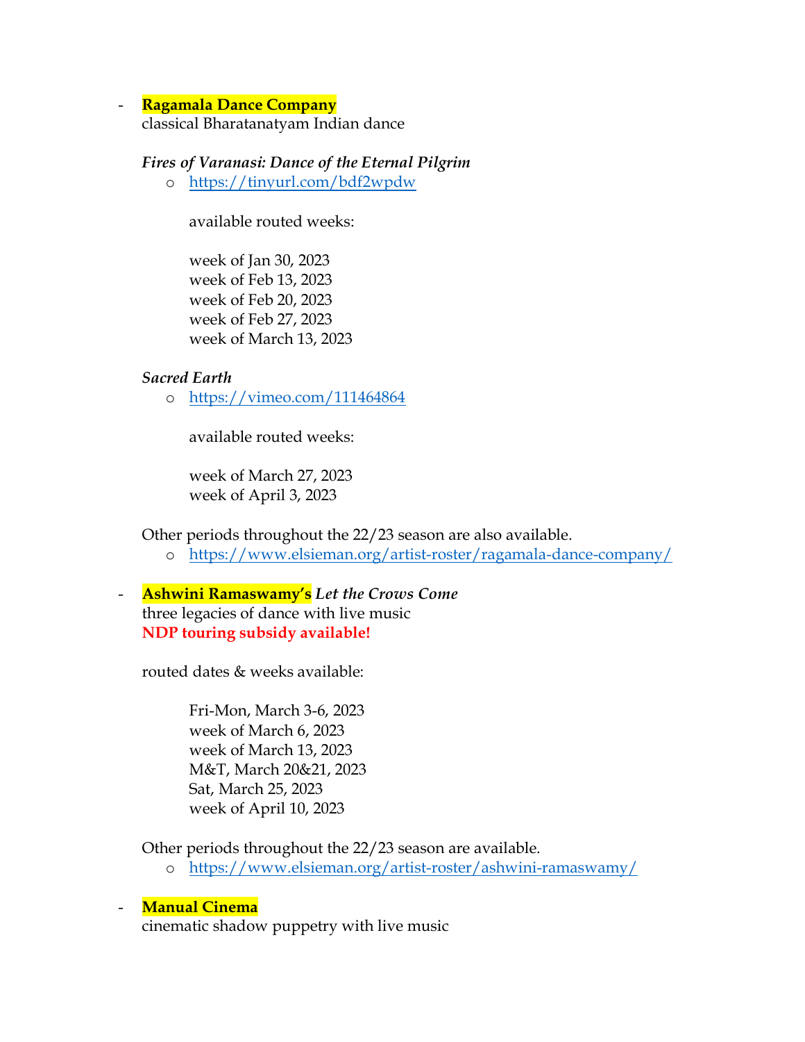- **Ragamala Dance Company**
  classical Bharatanatyam Indian dance

  ***Fires of Varanasi: Dance of the Eternal Pilgrim***
  - https://tinyurl.com/bdf2wpdw

    available routed weeks:

    week of Jan 30, 2023
    week of Feb 13, 2023
    week of Feb 20, 2023
    week of Feb 27, 2023
    week of March 13, 2023

  ***Sacred Earth***
  - https://vimeo.com/111464864

    available routed weeks:

    week of March 27, 2023
    week of April 3, 2023

  Other periods throughout the 22/23 season are also available.
  - https://www.elsieman.org/artist-roster/ragamala-dance-company/

- **Ashwini Ramaswamy's** ***Let the Crows Come***
  three legacies of dance with live music
  **NDP touring subsidy available!**

  routed dates & weeks available:

  Fri-Mon, March 3-6, 2023
  week of March 6, 2023
  week of March 13, 2023
  M&T, March 20&21, 2023
  Sat, March 25, 2023
  week of April 10, 2023

  Other periods throughout the 22/23 season are available.
  - https://www.elsieman.org/artist-roster/ashwini-ramaswamy/

- **Manual Cinema**
  cinematic shadow puppetry with live music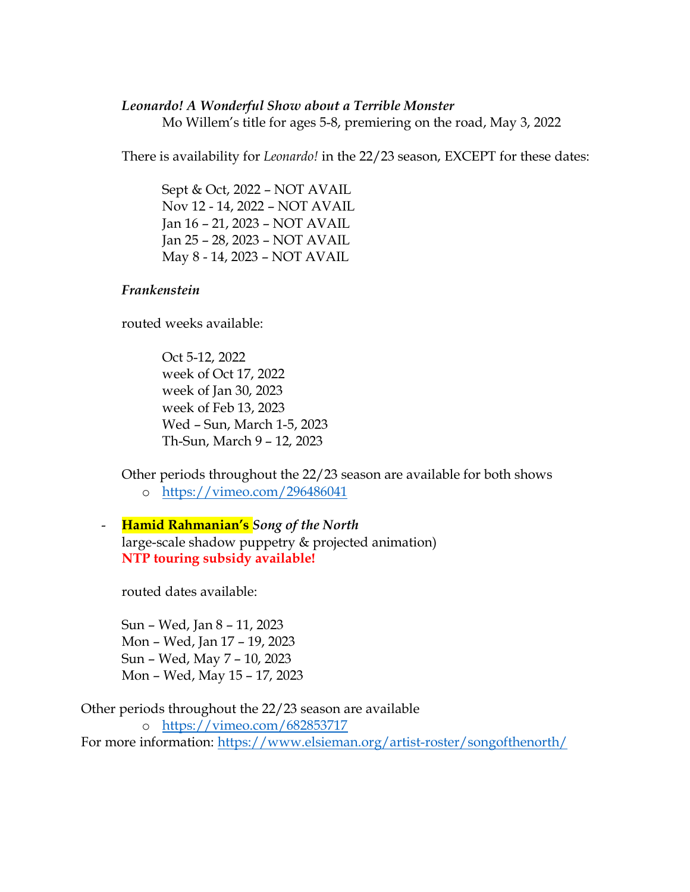***Leonardo! A Wonderful Show about a Terrible Monster***

Mo Willem's title for ages 5-8, premiering on the road, May 3, 2022

There is availability for *Leonardo!* in the 22/23 season, EXCEPT for these dates:

Sept & Oct, 2022 – NOT AVAIL
Nov 12 - 14, 2022 – NOT AVAIL
Jan 16 – 21, 2023 – NOT AVAIL
Jan 25 – 28, 2023 – NOT AVAIL
May 8 - 14, 2023 – NOT AVAIL

***Frankenstein***

routed weeks available:

Oct 5-12, 2022
week of Oct 17, 2022
week of Jan 30, 2023
week of Feb 13, 2023
Wed – Sun, March 1-5, 2023
Th-Sun, March 9 – 12, 2023

Other periods throughout the 22/23 season are available for both shows

- https://vimeo.com/296486041

- **Hamid Rahmanian's** ***Song of the North***
  large-scale shadow puppetry & projected animation)
  **NTP touring subsidy available!**

  routed dates available:

  Sun – Wed, Jan 8 – 11, 2023
  Mon – Wed, Jan 17 – 19, 2023
  Sun – Wed, May 7 – 10, 2023
  Mon – Wed, May 15 – 17, 2023

Other periods throughout the 22/23 season are available

- https://vimeo.com/682853717

For more information: https://www.elsieman.org/artist-roster/songofthenorth/